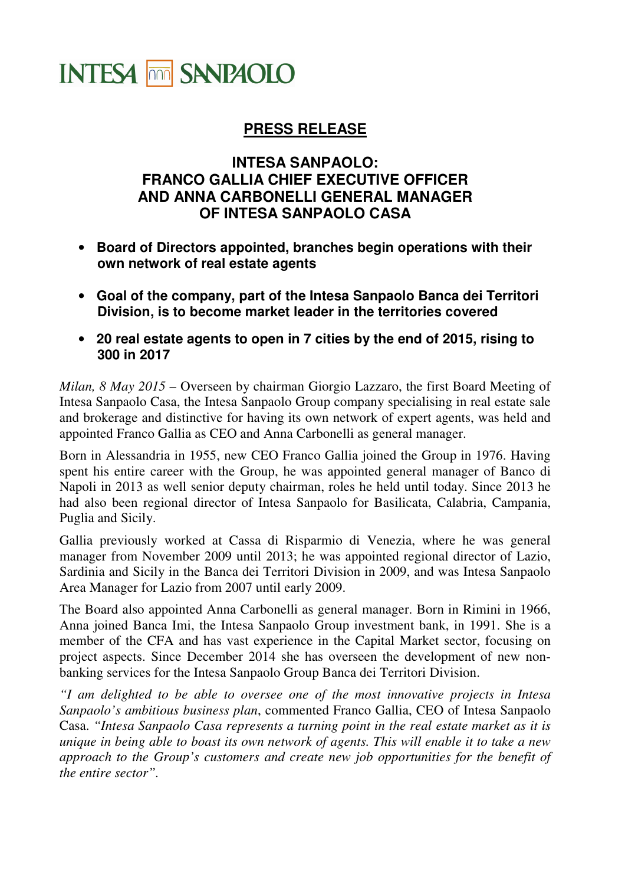INTESA SANPAOLO

## PRESS RELEASE

# INTESA SANPAOLO: FRANCO GALLIA CHIEF EXECUTIVE OFFICER AND ANNA CARBONELLI GENERAL MANAGER OF INTESA SANPAOLO CASA

- **Board of Directors appointed, branches begin operations with their own network of real estate agents**
- **Goal of the company, part of the Intesa Sanpaolo Banca dei Territori Division, is to become market leader in the territories covered**
- **20 real estate agents to open in 7 cities by the end of 2015, rising to 300 in 2017**

*Milan, 8 May 2015* – Overseen by chairman Giorgio Lazzaro, the first Board Meeting of Intesa Sanpaolo Casa, the Intesa Sanpaolo Group company specialising in real estate sale and brokerage and distinctive for having its own network of expert agents, was held and appointed Franco Gallia as CEO and Anna Carbonelli as general manager.

Born in Alessandria in 1955, new CEO Franco Gallia joined the Group in 1976. Having spent his entire career with the Group, he was appointed general manager of Banco di Napoli in 2013 as well senior deputy chairman, roles he held until today. Since 2013 he had also been regional director of Intesa Sanpaolo for Basilicata, Calabria, Campania, Puglia and Sicily.

Gallia previously worked at Cassa di Risparmio di Venezia, where he was general manager from November 2009 until 2013; he was appointed regional director of Lazio, Sardinia and Sicily in the Banca dei Territori Division in 2009, and was Intesa Sanpaolo Area Manager for Lazio from 2007 until early 2009.

The Board also appointed Anna Carbonelli as general manager. Born in Rimini in 1966, Anna joined Banca Imi, the Intesa Sanpaolo Group investment bank, in 1991. She is a member of the CFA and has vast experience in the Capital Market sector, focusing on project aspects. Since December 2014 she has overseen the development of new non-banking services for the Intesa Sanpaolo Group Banca dei Territori Division.

*"I am delighted to be able to oversee one of the most innovative projects in Intesa Sanpaolo's ambitious business plan*, commented Franco Gallia, CEO of Intesa Sanpaolo Casa. *"Intesa Sanpaolo Casa represents a turning point in the real estate market as it is unique in being able to boast its own network of agents. This will enable it to take a new approach to the Group's customers and create new job opportunities for the benefit of the entire sector"*.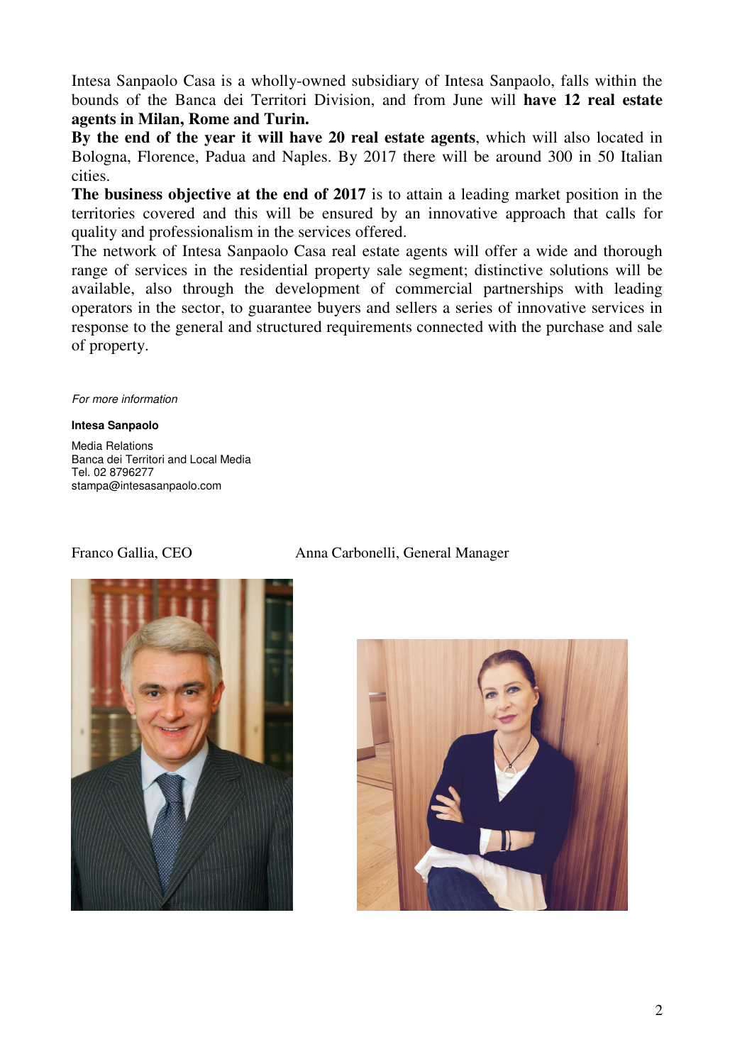Intesa Sanpaolo Casa is a wholly-owned subsidiary of Intesa Sanpaolo, falls within the bounds of the Banca dei Territori Division, and from June will **have 12 real estate agents in Milan, Rome and Turin.**

**By the end of the year it will have 20 real estate agents**, which will also located in Bologna, Florence, Padua and Naples. By 2017 there will be around 300 in 50 Italian cities.

**The business objective at the end of 2017** is to attain a leading market position in the territories covered and this will be ensured by an innovative approach that calls for quality and professionalism in the services offered.

The network of Intesa Sanpaolo Casa real estate agents will offer a wide and thorough range of services in the residential property sale segment; distinctive solutions will be available, also through the development of commercial partnerships with leading operators in the sector, to guarantee buyers and sellers a series of innovative services in response to the general and structured requirements connected with the purchase and sale of property.

*For more information*

**Intesa Sanpaolo**

Media Relations
Banca dei Territori and Local Media
Tel. 02 8796277
stampa@intesasanpaolo.com

Franco Gallia, CEO

Anna Carbonelli, General Manager